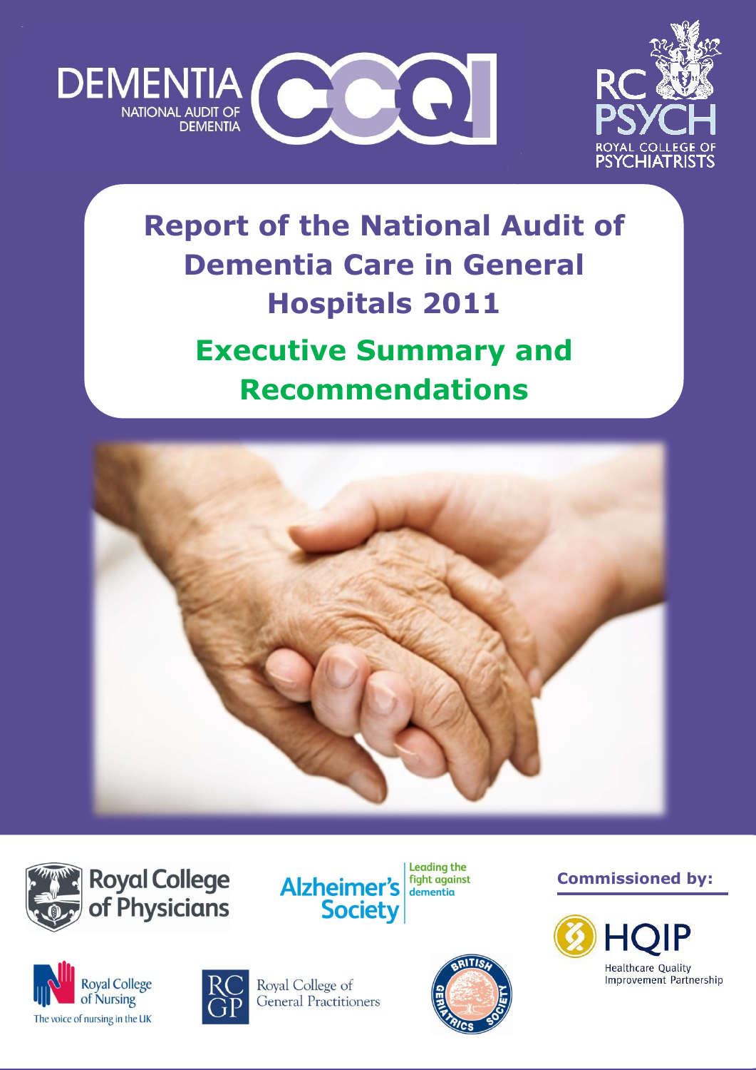DEMENTIA NATIONAL AUDIT OF DEMENTIA

RC PSYCH ROYAL COLLEGE OF PSYCHIATRISTS

# Report of the National Audit of Dementia Care in General Hospitals 2011

## Executive Summary and Recommendations

Royal College of Physicians

Alzheimer's Society — Leading the fight against dementia

Commissioned by:

HQIP Healthcare Quality Improvement Partnership

Royal College of Nursing — The voice of nursing in the UK

RCGP Royal College of General Practitioners

British Geriatrics Society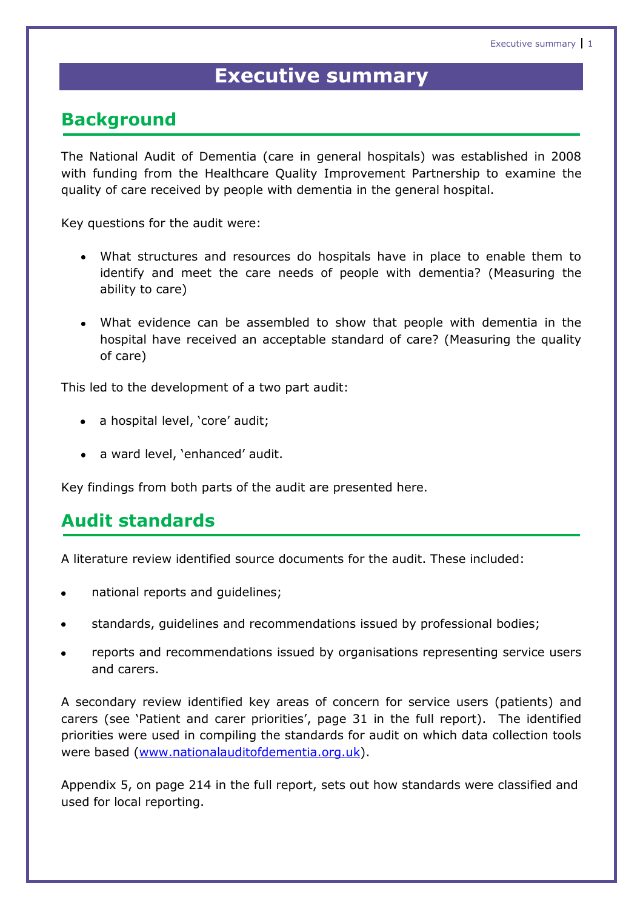# Executive summary

## Background

The National Audit of Dementia (care in general hospitals) was established in 2008 with funding from the Healthcare Quality Improvement Partnership to examine the quality of care received by people with dementia in the general hospital.

Key questions for the audit were:

- What structures and resources do hospitals have in place to enable them to identify and meet the care needs of people with dementia? (Measuring the ability to care)
- What evidence can be assembled to show that people with dementia in the hospital have received an acceptable standard of care? (Measuring the quality of care)

This led to the development of a two part audit:

- a hospital level, 'core' audit;
- a ward level, 'enhanced' audit.

Key findings from both parts of the audit are presented here.

## Audit standards

A literature review identified source documents for the audit. These included:

- national reports and guidelines;
- standards, guidelines and recommendations issued by professional bodies;
- reports and recommendations issued by organisations representing service users and carers.

A secondary review identified key areas of concern for service users (patients) and carers (see 'Patient and carer priorities', page 31 in the full report). The identified priorities were used in compiling the standards for audit on which data collection tools were based (www.nationalauditofdementia.org.uk).

Appendix 5, on page 214 in the full report, sets out how standards were classified and used for local reporting.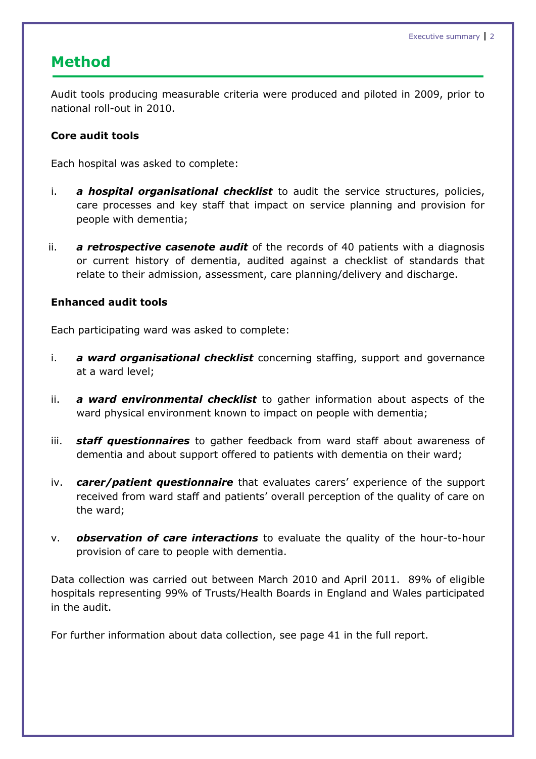## Method

Audit tools producing measurable criteria were produced and piloted in 2009, prior to national roll-out in 2010.

**Core audit tools**

Each hospital was asked to complete:

i. ***a hospital organisational checklist*** to audit the service structures, policies, care processes and key staff that impact on service planning and provision for people with dementia;

ii. ***a retrospective casenote audit*** of the records of 40 patients with a diagnosis or current history of dementia, audited against a checklist of standards that relate to their admission, assessment, care planning/delivery and discharge.

**Enhanced audit tools**

Each participating ward was asked to complete:

i. ***a ward organisational checklist*** concerning staffing, support and governance at a ward level;

ii. ***a ward environmental checklist*** to gather information about aspects of the ward physical environment known to impact on people with dementia;

iii. ***staff questionnaires*** to gather feedback from ward staff about awareness of dementia and about support offered to patients with dementia on their ward;

iv. ***carer/patient questionnaire*** that evaluates carers' experience of the support received from ward staff and patients' overall perception of the quality of care on the ward;

v. ***observation of care interactions*** to evaluate the quality of the hour-to-hour provision of care to people with dementia.

Data collection was carried out between March 2010 and April 2011. 89% of eligible hospitals representing 99% of Trusts/Health Boards in England and Wales participated in the audit.

For further information about data collection, see page 41 in the full report.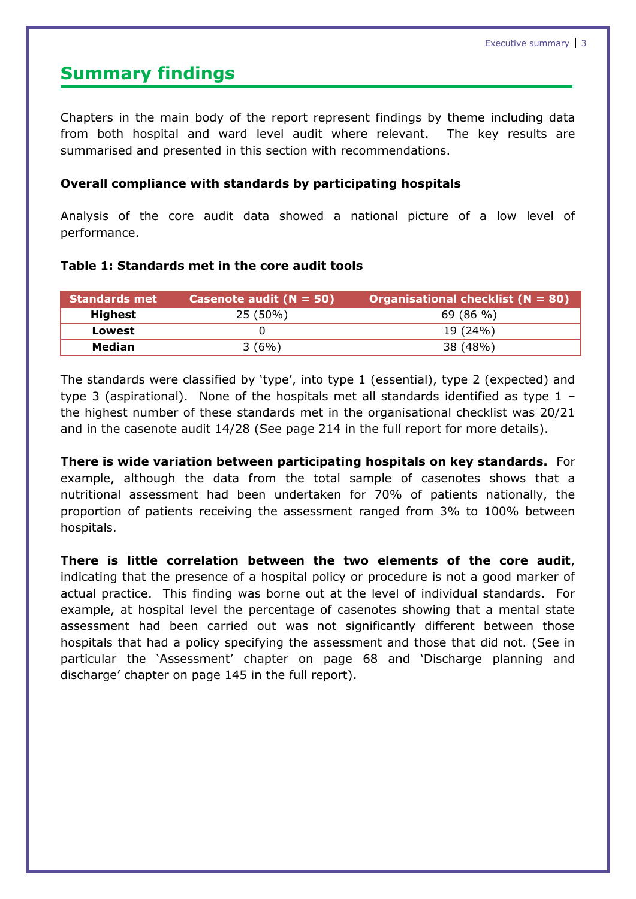## Summary findings

Chapters in the main body of the report represent findings by theme including data from both hospital and ward level audit where relevant. The key results are summarised and presented in this section with recommendations.

**Overall compliance with standards by participating hospitals**

Analysis of the core audit data showed a national picture of a low level of performance.

**Table 1: Standards met in the core audit tools**

| Standards met | Casenote audit (N = 50) | Organisational checklist (N = 80) |
|---|---|---|
| **Highest** | 25 (50%) | 69 (86 %) |
| **Lowest** | 0 | 19 (24%) |
| **Median** | 3 (6%) | 38 (48%) |

The standards were classified by 'type', into type 1 (essential), type 2 (expected) and type 3 (aspirational). None of the hospitals met all standards identified as type 1 – the highest number of these standards met in the organisational checklist was 20/21 and in the casenote audit 14/28 (See page 214 in the full report for more details).

**There is wide variation between participating hospitals on key standards.** For example, although the data from the total sample of casenotes shows that a nutritional assessment had been undertaken for 70% of patients nationally, the proportion of patients receiving the assessment ranged from 3% to 100% between hospitals.

**There is little correlation between the two elements of the core audit**, indicating that the presence of a hospital policy or procedure is not a good marker of actual practice. This finding was borne out at the level of individual standards. For example, at hospital level the percentage of casenotes showing that a mental state assessment had been carried out was not significantly different between those hospitals that had a policy specifying the assessment and those that did not. (See in particular the 'Assessment' chapter on page 68 and 'Discharge planning and discharge' chapter on page 145 in the full report).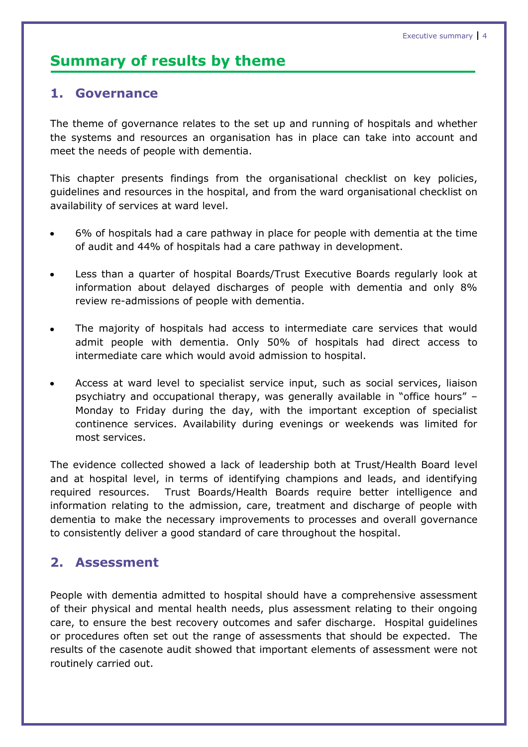## Summary of results by theme

### 1. Governance

The theme of governance relates to the set up and running of hospitals and whether the systems and resources an organisation has in place can take into account and meet the needs of people with dementia.

This chapter presents findings from the organisational checklist on key policies, guidelines and resources in the hospital, and from the ward organisational checklist on availability of services at ward level.

- 6% of hospitals had a care pathway in place for people with dementia at the time of audit and 44% of hospitals had a care pathway in development.
- Less than a quarter of hospital Boards/Trust Executive Boards regularly look at information about delayed discharges of people with dementia and only 8% review re-admissions of people with dementia.
- The majority of hospitals had access to intermediate care services that would admit people with dementia. Only 50% of hospitals had direct access to intermediate care which would avoid admission to hospital.
- Access at ward level to specialist service input, such as social services, liaison psychiatry and occupational therapy, was generally available in "office hours" – Monday to Friday during the day, with the important exception of specialist continence services. Availability during evenings or weekends was limited for most services.

The evidence collected showed a lack of leadership both at Trust/Health Board level and at hospital level, in terms of identifying champions and leads, and identifying required resources. Trust Boards/Health Boards require better intelligence and information relating to the admission, care, treatment and discharge of people with dementia to make the necessary improvements to processes and overall governance to consistently deliver a good standard of care throughout the hospital.

### 2. Assessment

People with dementia admitted to hospital should have a comprehensive assessment of their physical and mental health needs, plus assessment relating to their ongoing care, to ensure the best recovery outcomes and safer discharge. Hospital guidelines or procedures often set out the range of assessments that should be expected. The results of the casenote audit showed that important elements of assessment were not routinely carried out.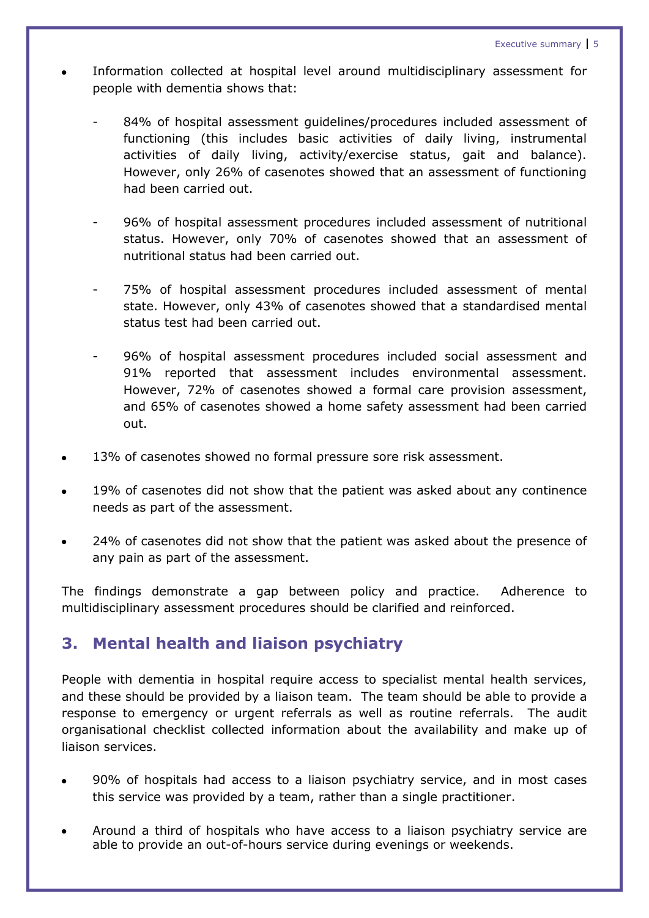- Information collected at hospital level around multidisciplinary assessment for people with dementia shows that:

    - 84% of hospital assessment guidelines/procedures included assessment of functioning (this includes basic activities of daily living, instrumental activities of daily living, activity/exercise status, gait and balance). However, only 26% of casenotes showed that an assessment of functioning had been carried out.

    - 96% of hospital assessment procedures included assessment of nutritional status. However, only 70% of casenotes showed that an assessment of nutritional status had been carried out.

    - 75% of hospital assessment procedures included assessment of mental state. However, only 43% of casenotes showed that a standardised mental status test had been carried out.

    - 96% of hospital assessment procedures included social assessment and 91% reported that assessment includes environmental assessment. However, 72% of casenotes showed a formal care provision assessment, and 65% of casenotes showed a home safety assessment had been carried out.

- 13% of casenotes showed no formal pressure sore risk assessment.

- 19% of casenotes did not show that the patient was asked about any continence needs as part of the assessment.

- 24% of casenotes did not show that the patient was asked about the presence of any pain as part of the assessment.

The findings demonstrate a gap between policy and practice. Adherence to multidisciplinary assessment procedures should be clarified and reinforced.

## 3. Mental health and liaison psychiatry

People with dementia in hospital require access to specialist mental health services, and these should be provided by a liaison team. The team should be able to provide a response to emergency or urgent referrals as well as routine referrals. The audit organisational checklist collected information about the availability and make up of liaison services.

- 90% of hospitals had access to a liaison psychiatry service, and in most cases this service was provided by a team, rather than a single practitioner.

- Around a third of hospitals who have access to a liaison psychiatry service are able to provide an out-of-hours service during evenings or weekends.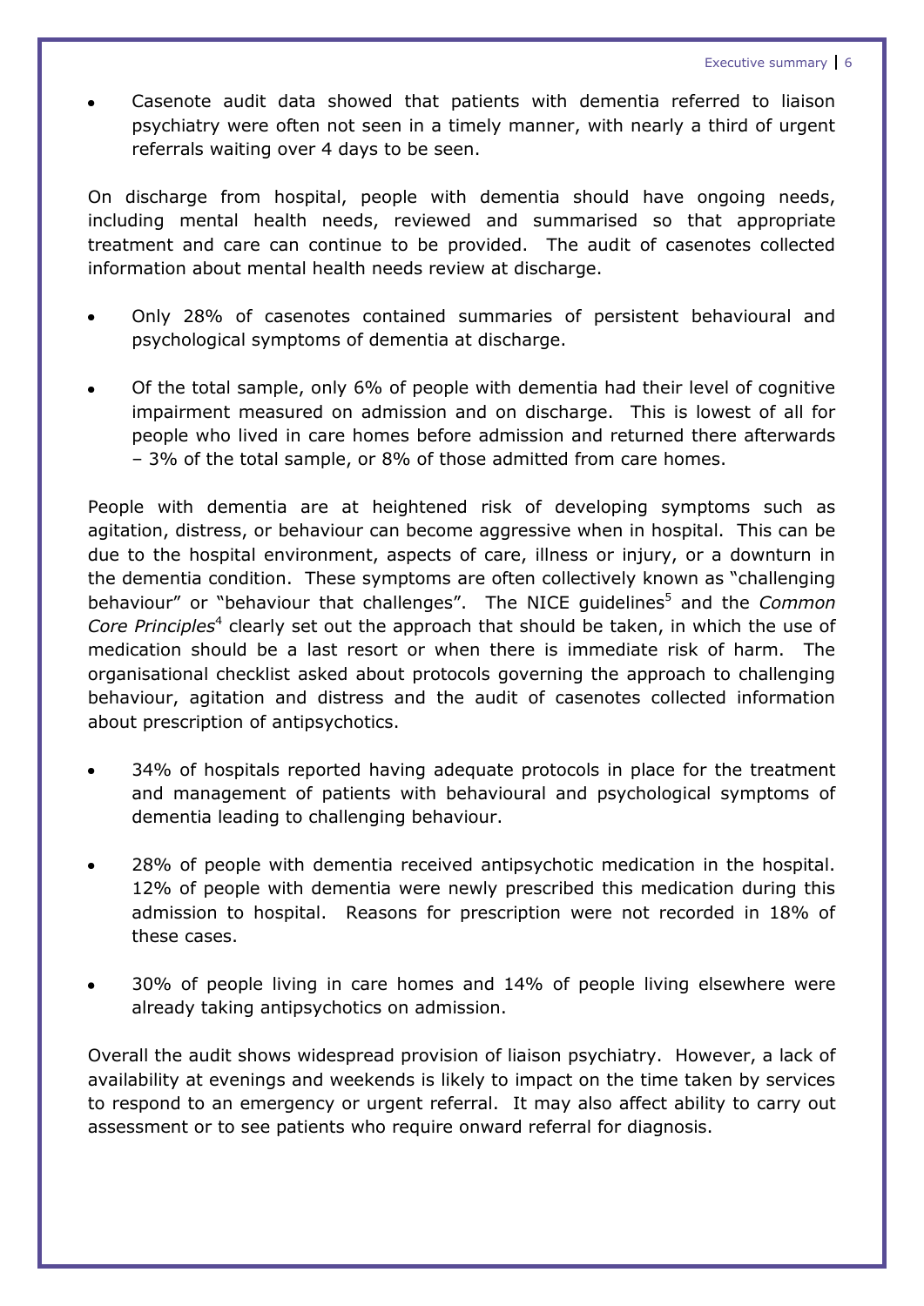- Casenote audit data showed that patients with dementia referred to liaison psychiatry were often not seen in a timely manner, with nearly a third of urgent referrals waiting over 4 days to be seen.

On discharge from hospital, people with dementia should have ongoing needs, including mental health needs, reviewed and summarised so that appropriate treatment and care can continue to be provided. The audit of casenotes collected information about mental health needs review at discharge.

- Only 28% of casenotes contained summaries of persistent behavioural and psychological symptoms of dementia at discharge.
- Of the total sample, only 6% of people with dementia had their level of cognitive impairment measured on admission and on discharge. This is lowest of all for people who lived in care homes before admission and returned there afterwards – 3% of the total sample, or 8% of those admitted from care homes.

People with dementia are at heightened risk of developing symptoms such as agitation, distress, or behaviour can become aggressive when in hospital. This can be due to the hospital environment, aspects of care, illness or injury, or a downturn in the dementia condition. These symptoms are often collectively known as "challenging behaviour" or "behaviour that challenges". The NICE guidelines[5] and the *Common Core Principles*[4] clearly set out the approach that should be taken, in which the use of medication should be a last resort or when there is immediate risk of harm. The organisational checklist asked about protocols governing the approach to challenging behaviour, agitation and distress and the audit of casenotes collected information about prescription of antipsychotics.

- 34% of hospitals reported having adequate protocols in place for the treatment and management of patients with behavioural and psychological symptoms of dementia leading to challenging behaviour.
- 28% of people with dementia received antipsychotic medication in the hospital. 12% of people with dementia were newly prescribed this medication during this admission to hospital. Reasons for prescription were not recorded in 18% of these cases.
- 30% of people living in care homes and 14% of people living elsewhere were already taking antipsychotics on admission.

Overall the audit shows widespread provision of liaison psychiatry. However, a lack of availability at evenings and weekends is likely to impact on the time taken by services to respond to an emergency or urgent referral. It may also affect ability to carry out assessment or to see patients who require onward referral for diagnosis.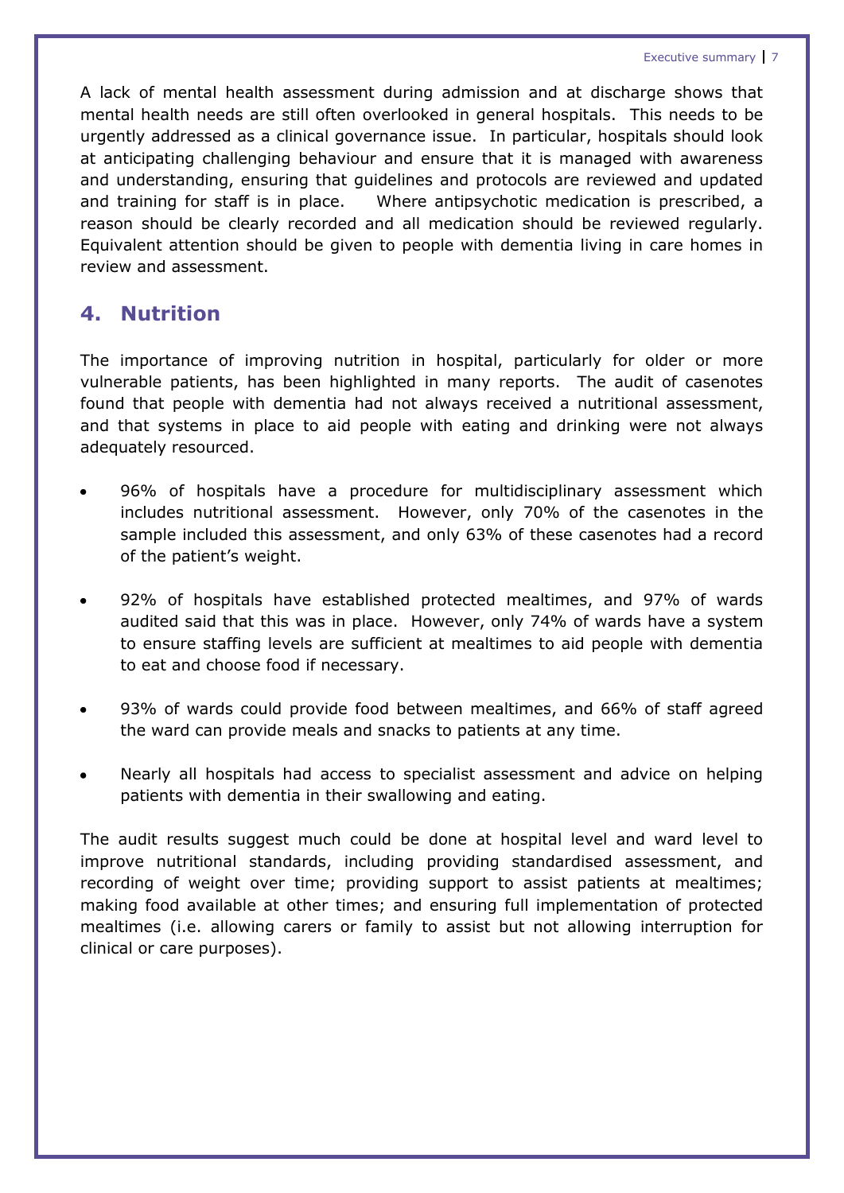A lack of mental health assessment during admission and at discharge shows that mental health needs are still often overlooked in general hospitals. This needs to be urgently addressed as a clinical governance issue. In particular, hospitals should look at anticipating challenging behaviour and ensure that it is managed with awareness and understanding, ensuring that guidelines and protocols are reviewed and updated and training for staff is in place. Where antipsychotic medication is prescribed, a reason should be clearly recorded and all medication should be reviewed regularly. Equivalent attention should be given to people with dementia living in care homes in review and assessment.

## 4. Nutrition

The importance of improving nutrition in hospital, particularly for older or more vulnerable patients, has been highlighted in many reports. The audit of casenotes found that people with dementia had not always received a nutritional assessment, and that systems in place to aid people with eating and drinking were not always adequately resourced.

- 96% of hospitals have a procedure for multidisciplinary assessment which includes nutritional assessment. However, only 70% of the casenotes in the sample included this assessment, and only 63% of these casenotes had a record of the patient's weight.
- 92% of hospitals have established protected mealtimes, and 97% of wards audited said that this was in place. However, only 74% of wards have a system to ensure staffing levels are sufficient at mealtimes to aid people with dementia to eat and choose food if necessary.
- 93% of wards could provide food between mealtimes, and 66% of staff agreed the ward can provide meals and snacks to patients at any time.
- Nearly all hospitals had access to specialist assessment and advice on helping patients with dementia in their swallowing and eating.

The audit results suggest much could be done at hospital level and ward level to improve nutritional standards, including providing standardised assessment, and recording of weight over time; providing support to assist patients at mealtimes; making food available at other times; and ensuring full implementation of protected mealtimes (i.e. allowing carers or family to assist but not allowing interruption for clinical or care purposes).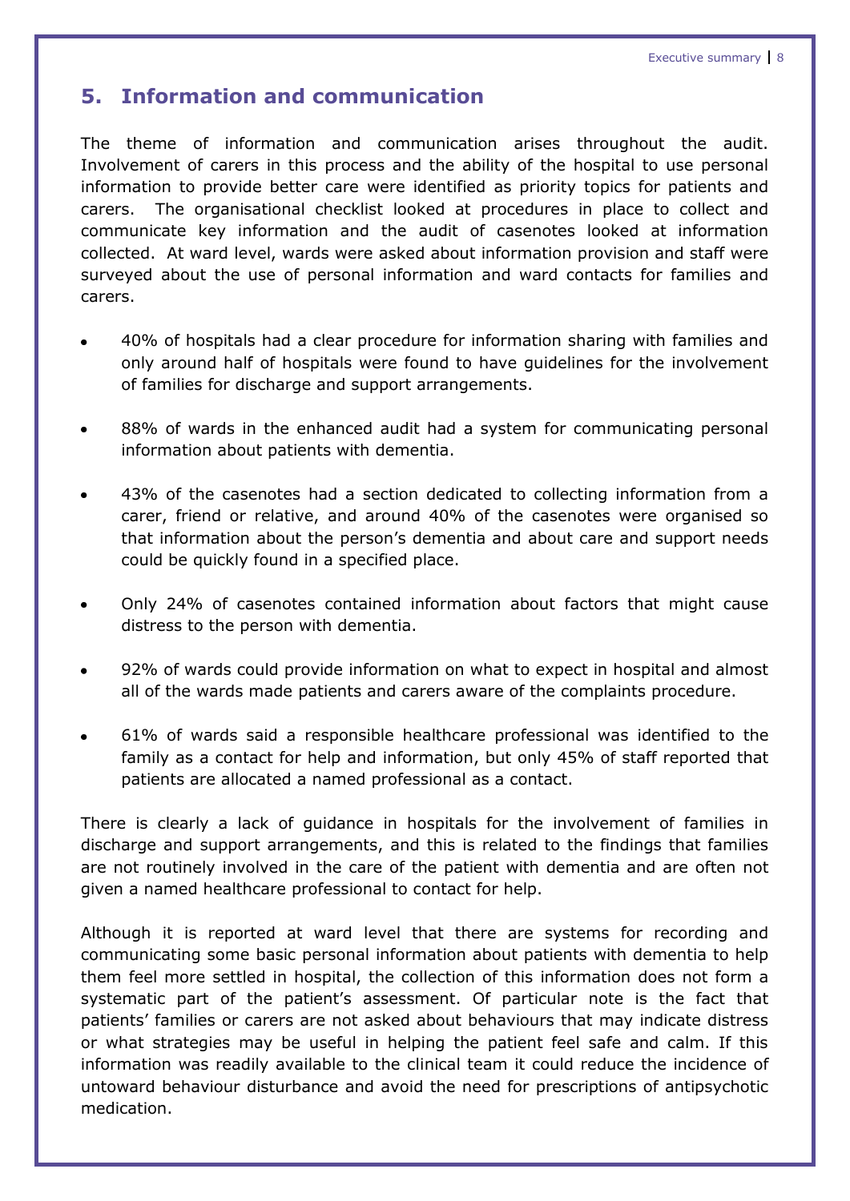## 5. Information and communication

The theme of information and communication arises throughout the audit. Involvement of carers in this process and the ability of the hospital to use personal information to provide better care were identified as priority topics for patients and carers. The organisational checklist looked at procedures in place to collect and communicate key information and the audit of casenotes looked at information collected. At ward level, wards were asked about information provision and staff were surveyed about the use of personal information and ward contacts for families and carers.

- 40% of hospitals had a clear procedure for information sharing with families and only around half of hospitals were found to have guidelines for the involvement of families for discharge and support arrangements.
- 88% of wards in the enhanced audit had a system for communicating personal information about patients with dementia.
- 43% of the casenotes had a section dedicated to collecting information from a carer, friend or relative, and around 40% of the casenotes were organised so that information about the person's dementia and about care and support needs could be quickly found in a specified place.
- Only 24% of casenotes contained information about factors that might cause distress to the person with dementia.
- 92% of wards could provide information on what to expect in hospital and almost all of the wards made patients and carers aware of the complaints procedure.
- 61% of wards said a responsible healthcare professional was identified to the family as a contact for help and information, but only 45% of staff reported that patients are allocated a named professional as a contact.

There is clearly a lack of guidance in hospitals for the involvement of families in discharge and support arrangements, and this is related to the findings that families are not routinely involved in the care of the patient with dementia and are often not given a named healthcare professional to contact for help.

Although it is reported at ward level that there are systems for recording and communicating some basic personal information about patients with dementia to help them feel more settled in hospital, the collection of this information does not form a systematic part of the patient's assessment. Of particular note is the fact that patients' families or carers are not asked about behaviours that may indicate distress or what strategies may be useful in helping the patient feel safe and calm. If this information was readily available to the clinical team it could reduce the incidence of untoward behaviour disturbance and avoid the need for prescriptions of antipsychotic medication.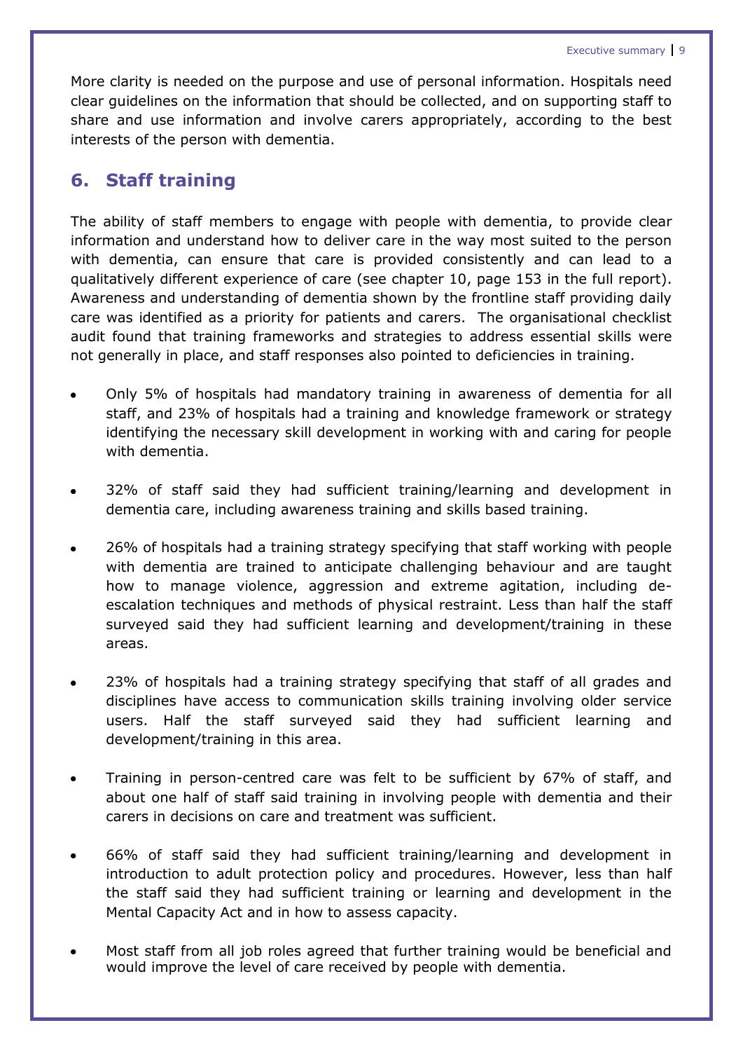More clarity is needed on the purpose and use of personal information. Hospitals need clear guidelines on the information that should be collected, and on supporting staff to share and use information and involve carers appropriately, according to the best interests of the person with dementia.

## 6. Staff training

The ability of staff members to engage with people with dementia, to provide clear information and understand how to deliver care in the way most suited to the person with dementia, can ensure that care is provided consistently and can lead to a qualitatively different experience of care (see chapter 10, page 153 in the full report). Awareness and understanding of dementia shown by the frontline staff providing daily care was identified as a priority for patients and carers. The organisational checklist audit found that training frameworks and strategies to address essential skills were not generally in place, and staff responses also pointed to deficiencies in training.

- Only 5% of hospitals had mandatory training in awareness of dementia for all staff, and 23% of hospitals had a training and knowledge framework or strategy identifying the necessary skill development in working with and caring for people with dementia.
- 32% of staff said they had sufficient training/learning and development in dementia care, including awareness training and skills based training.
- 26% of hospitals had a training strategy specifying that staff working with people with dementia are trained to anticipate challenging behaviour and are taught how to manage violence, aggression and extreme agitation, including de-escalation techniques and methods of physical restraint. Less than half the staff surveyed said they had sufficient learning and development/training in these areas.
- 23% of hospitals had a training strategy specifying that staff of all grades and disciplines have access to communication skills training involving older service users. Half the staff surveyed said they had sufficient learning and development/training in this area.
- Training in person-centred care was felt to be sufficient by 67% of staff, and about one half of staff said training in involving people with dementia and their carers in decisions on care and treatment was sufficient.
- 66% of staff said they had sufficient training/learning and development in introduction to adult protection policy and procedures. However, less than half the staff said they had sufficient training or learning and development in the Mental Capacity Act and in how to assess capacity.
- Most staff from all job roles agreed that further training would be beneficial and would improve the level of care received by people with dementia.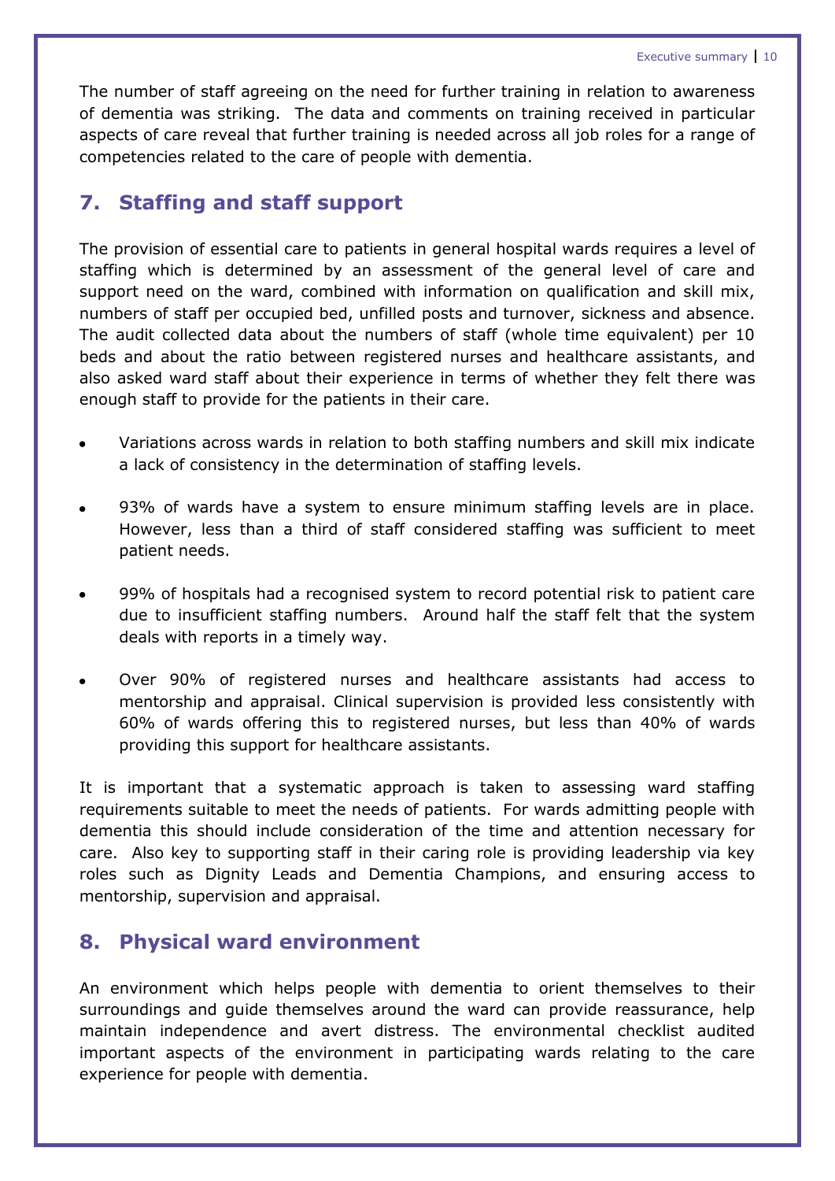The number of staff agreeing on the need for further training in relation to awareness of dementia was striking. The data and comments on training received in particular aspects of care reveal that further training is needed across all job roles for a range of competencies related to the care of people with dementia.

## 7. Staffing and staff support

The provision of essential care to patients in general hospital wards requires a level of staffing which is determined by an assessment of the general level of care and support need on the ward, combined with information on qualification and skill mix, numbers of staff per occupied bed, unfilled posts and turnover, sickness and absence. The audit collected data about the numbers of staff (whole time equivalent) per 10 beds and about the ratio between registered nurses and healthcare assistants, and also asked ward staff about their experience in terms of whether they felt there was enough staff to provide for the patients in their care.

- Variations across wards in relation to both staffing numbers and skill mix indicate a lack of consistency in the determination of staffing levels.
- 93% of wards have a system to ensure minimum staffing levels are in place. However, less than a third of staff considered staffing was sufficient to meet patient needs.
- 99% of hospitals had a recognised system to record potential risk to patient care due to insufficient staffing numbers. Around half the staff felt that the system deals with reports in a timely way.
- Over 90% of registered nurses and healthcare assistants had access to mentorship and appraisal. Clinical supervision is provided less consistently with 60% of wards offering this to registered nurses, but less than 40% of wards providing this support for healthcare assistants.

It is important that a systematic approach is taken to assessing ward staffing requirements suitable to meet the needs of patients. For wards admitting people with dementia this should include consideration of the time and attention necessary for care. Also key to supporting staff in their caring role is providing leadership via key roles such as Dignity Leads and Dementia Champions, and ensuring access to mentorship, supervision and appraisal.

## 8. Physical ward environment

An environment which helps people with dementia to orient themselves to their surroundings and guide themselves around the ward can provide reassurance, help maintain independence and avert distress. The environmental checklist audited important aspects of the environment in participating wards relating to the care experience for people with dementia.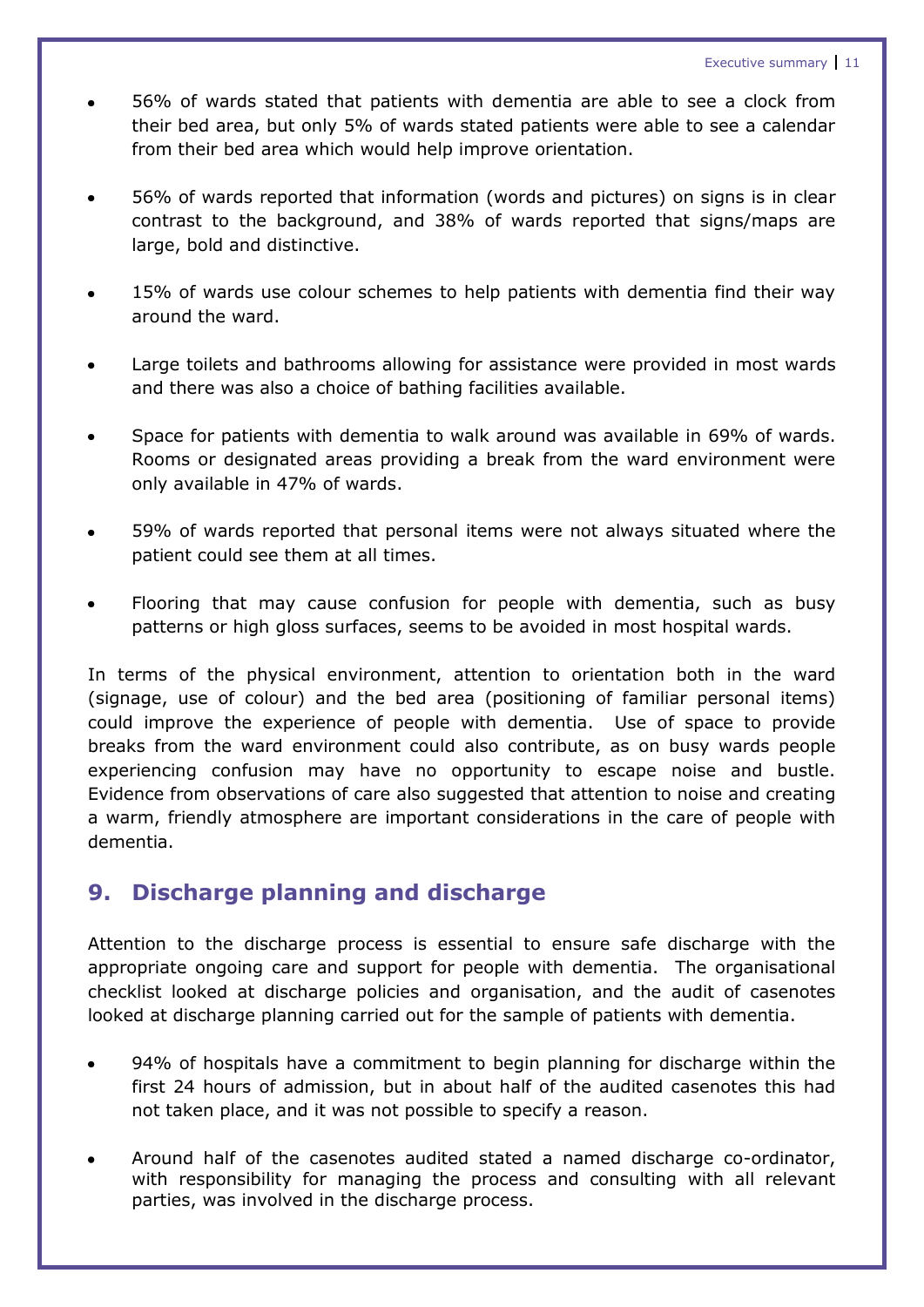- 56% of wards stated that patients with dementia are able to see a clock from their bed area, but only 5% of wards stated patients were able to see a calendar from their bed area which would help improve orientation.
- 56% of wards reported that information (words and pictures) on signs is in clear contrast to the background, and 38% of wards reported that signs/maps are large, bold and distinctive.
- 15% of wards use colour schemes to help patients with dementia find their way around the ward.
- Large toilets and bathrooms allowing for assistance were provided in most wards and there was also a choice of bathing facilities available.
- Space for patients with dementia to walk around was available in 69% of wards. Rooms or designated areas providing a break from the ward environment were only available in 47% of wards.
- 59% of wards reported that personal items were not always situated where the patient could see them at all times.
- Flooring that may cause confusion for people with dementia, such as busy patterns or high gloss surfaces, seems to be avoided in most hospital wards.

In terms of the physical environment, attention to orientation both in the ward (signage, use of colour) and the bed area (positioning of familiar personal items) could improve the experience of people with dementia. Use of space to provide breaks from the ward environment could also contribute, as on busy wards people experiencing confusion may have no opportunity to escape noise and bustle. Evidence from observations of care also suggested that attention to noise and creating a warm, friendly atmosphere are important considerations in the care of people with dementia.

## 9. Discharge planning and discharge

Attention to the discharge process is essential to ensure safe discharge with the appropriate ongoing care and support for people with dementia. The organisational checklist looked at discharge policies and organisation, and the audit of casenotes looked at discharge planning carried out for the sample of patients with dementia.

- 94% of hospitals have a commitment to begin planning for discharge within the first 24 hours of admission, but in about half of the audited casenotes this had not taken place, and it was not possible to specify a reason.
- Around half of the casenotes audited stated a named discharge co-ordinator, with responsibility for managing the process and consulting with all relevant parties, was involved in the discharge process.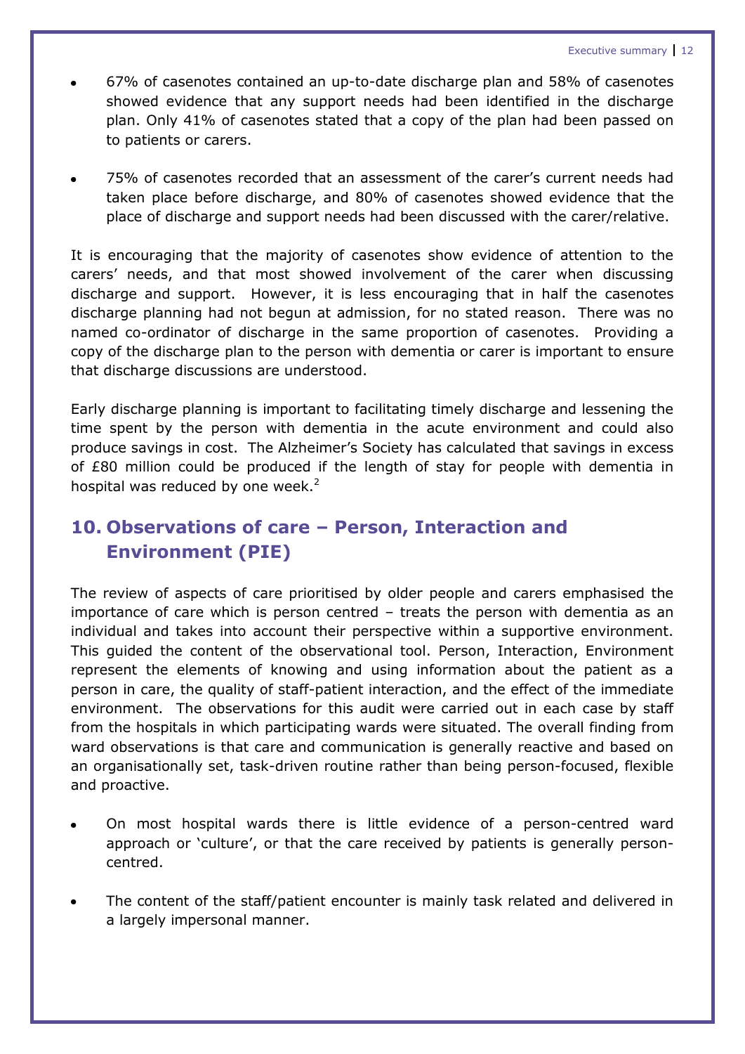- 67% of casenotes contained an up-to-date discharge plan and 58% of casenotes showed evidence that any support needs had been identified in the discharge plan. Only 41% of casenotes stated that a copy of the plan had been passed on to patients or carers.

- 75% of casenotes recorded that an assessment of the carer's current needs had taken place before discharge, and 80% of casenotes showed evidence that the place of discharge and support needs had been discussed with the carer/relative.

It is encouraging that the majority of casenotes show evidence of attention to the carers' needs, and that most showed involvement of the carer when discussing discharge and support. However, it is less encouraging that in half the casenotes discharge planning had not begun at admission, for no stated reason. There was no named co-ordinator of discharge in the same proportion of casenotes. Providing a copy of the discharge plan to the person with dementia or carer is important to ensure that discharge discussions are understood.

Early discharge planning is important to facilitating timely discharge and lessening the time spent by the person with dementia in the acute environment and could also produce savings in cost. The Alzheimer's Society has calculated that savings in excess of £80 million could be produced if the length of stay for people with dementia in hospital was reduced by one week.[2]

## 10. Observations of care – Person, Interaction and Environment (PIE)

The review of aspects of care prioritised by older people and carers emphasised the importance of care which is person centred – treats the person with dementia as an individual and takes into account their perspective within a supportive environment. This guided the content of the observational tool. Person, Interaction, Environment represent the elements of knowing and using information about the patient as a person in care, the quality of staff-patient interaction, and the effect of the immediate environment. The observations for this audit were carried out in each case by staff from the hospitals in which participating wards were situated. The overall finding from ward observations is that care and communication is generally reactive and based on an organisationally set, task-driven routine rather than being person-focused, flexible and proactive.

- On most hospital wards there is little evidence of a person-centred ward approach or 'culture', or that the care received by patients is generally person-centred.

- The content of the staff/patient encounter is mainly task related and delivered in a largely impersonal manner.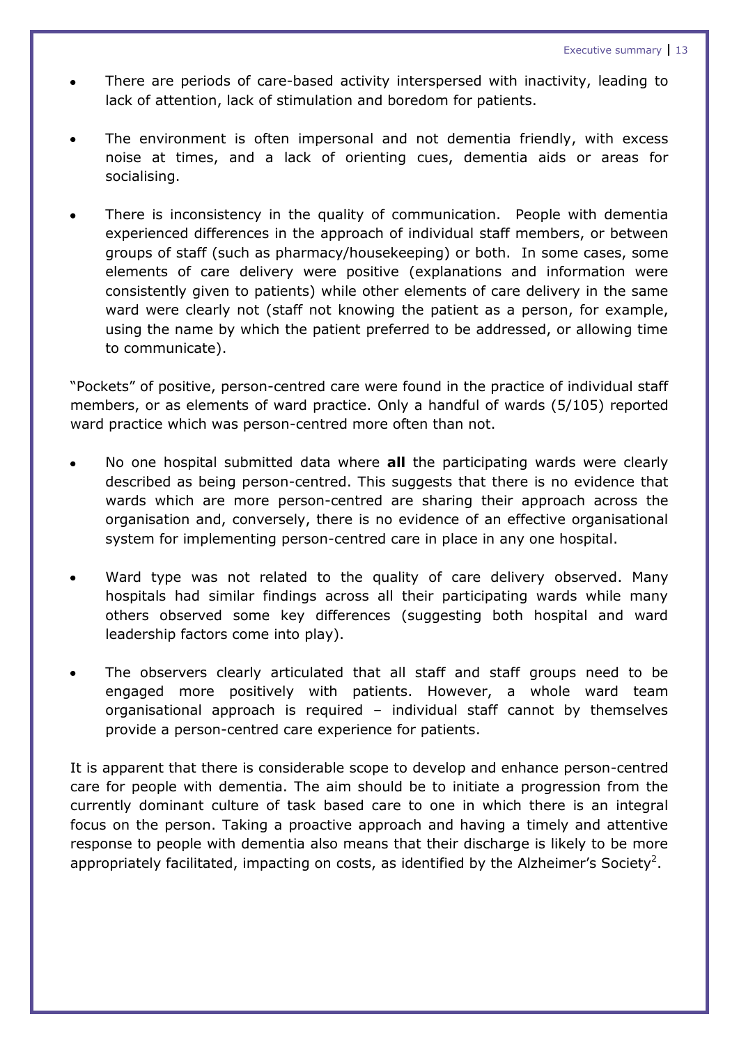- There are periods of care-based activity interspersed with inactivity, leading to lack of attention, lack of stimulation and boredom for patients.
- The environment is often impersonal and not dementia friendly, with excess noise at times, and a lack of orienting cues, dementia aids or areas for socialising.
- There is inconsistency in the quality of communication. People with dementia experienced differences in the approach of individual staff members, or between groups of staff (such as pharmacy/housekeeping) or both. In some cases, some elements of care delivery were positive (explanations and information were consistently given to patients) while other elements of care delivery in the same ward were clearly not (staff not knowing the patient as a person, for example, using the name by which the patient preferred to be addressed, or allowing time to communicate).

"Pockets" of positive, person-centred care were found in the practice of individual staff members, or as elements of ward practice. Only a handful of wards (5/105) reported ward practice which was person-centred more often than not.

- No one hospital submitted data where **all** the participating wards were clearly described as being person-centred. This suggests that there is no evidence that wards which are more person-centred are sharing their approach across the organisation and, conversely, there is no evidence of an effective organisational system for implementing person-centred care in place in any one hospital.
- Ward type was not related to the quality of care delivery observed. Many hospitals had similar findings across all their participating wards while many others observed some key differences (suggesting both hospital and ward leadership factors come into play).
- The observers clearly articulated that all staff and staff groups need to be engaged more positively with patients. However, a whole ward team organisational approach is required – individual staff cannot by themselves provide a person-centred care experience for patients.

It is apparent that there is considerable scope to develop and enhance person-centred care for people with dementia. The aim should be to initiate a progression from the currently dominant culture of task based care to one in which there is an integral focus on the person. Taking a proactive approach and having a timely and attentive response to people with dementia also means that their discharge is likely to be more appropriately facilitated, impacting on costs, as identified by the Alzheimer's Society[2].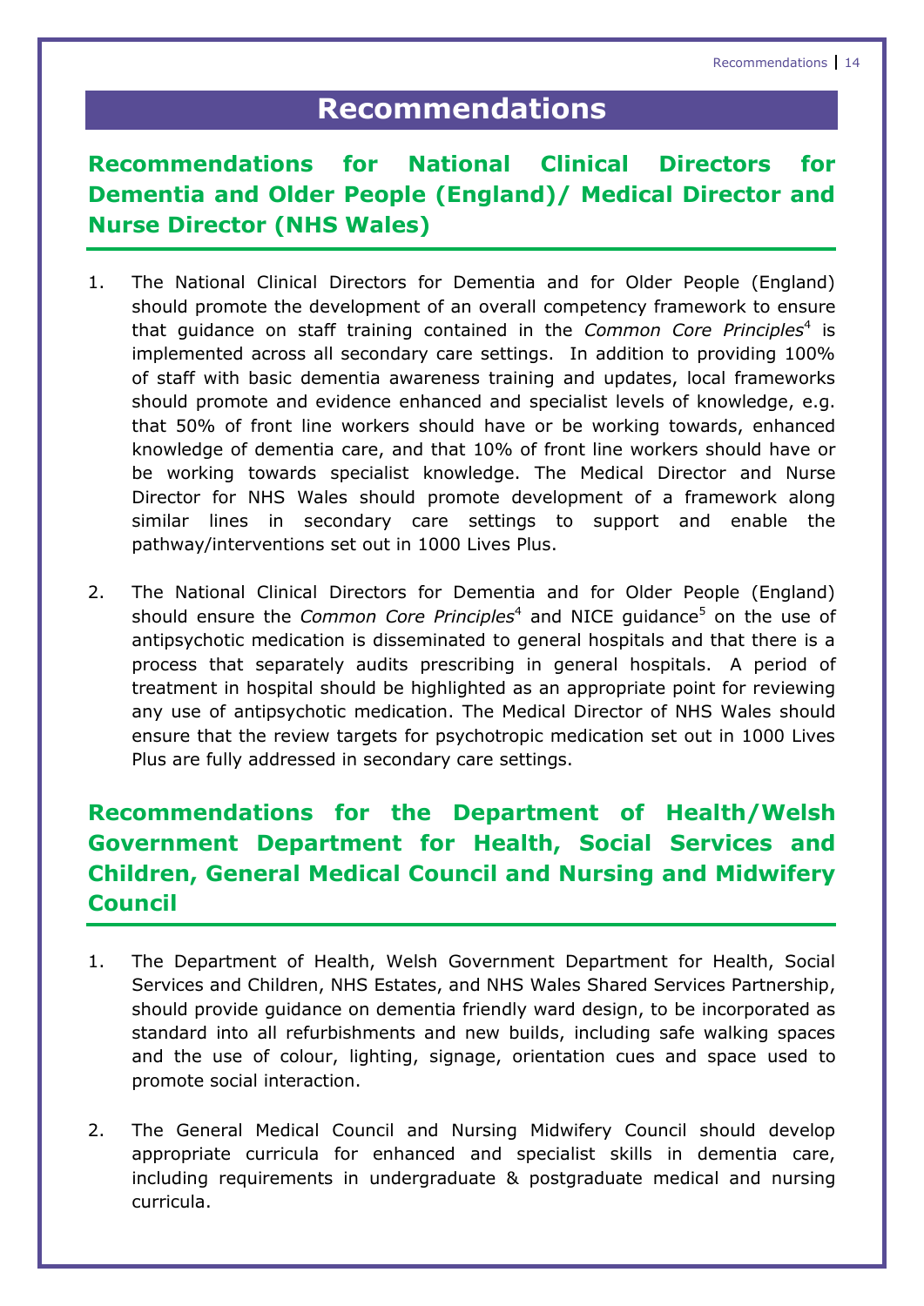# Recommendations

## Recommendations for National Clinical Directors for Dementia and Older People (England)/ Medical Director and Nurse Director (NHS Wales)

1. The National Clinical Directors for Dementia and for Older People (England) should promote the development of an overall competency framework to ensure that guidance on staff training contained in the *Common Core Principles*[4] is implemented across all secondary care settings. In addition to providing 100% of staff with basic dementia awareness training and updates, local frameworks should promote and evidence enhanced and specialist levels of knowledge, e.g. that 50% of front line workers should have or be working towards, enhanced knowledge of dementia care, and that 10% of front line workers should have or be working towards specialist knowledge. The Medical Director and Nurse Director for NHS Wales should promote development of a framework along similar lines in secondary care settings to support and enable the pathway/interventions set out in 1000 Lives Plus.

2. The National Clinical Directors for Dementia and for Older People (England) should ensure the *Common Core Principles*[4] and NICE guidance[5] on the use of antipsychotic medication is disseminated to general hospitals and that there is a process that separately audits prescribing in general hospitals. A period of treatment in hospital should be highlighted as an appropriate point for reviewing any use of antipsychotic medication. The Medical Director of NHS Wales should ensure that the review targets for psychotropic medication set out in 1000 Lives Plus are fully addressed in secondary care settings.

## Recommendations for the Department of Health/Welsh Government Department for Health, Social Services and Children, General Medical Council and Nursing and Midwifery Council

1. The Department of Health, Welsh Government Department for Health, Social Services and Children, NHS Estates, and NHS Wales Shared Services Partnership, should provide guidance on dementia friendly ward design, to be incorporated as standard into all refurbishments and new builds, including safe walking spaces and the use of colour, lighting, signage, orientation cues and space used to promote social interaction.

2. The General Medical Council and Nursing Midwifery Council should develop appropriate curricula for enhanced and specialist skills in dementia care, including requirements in undergraduate & postgraduate medical and nursing curricula.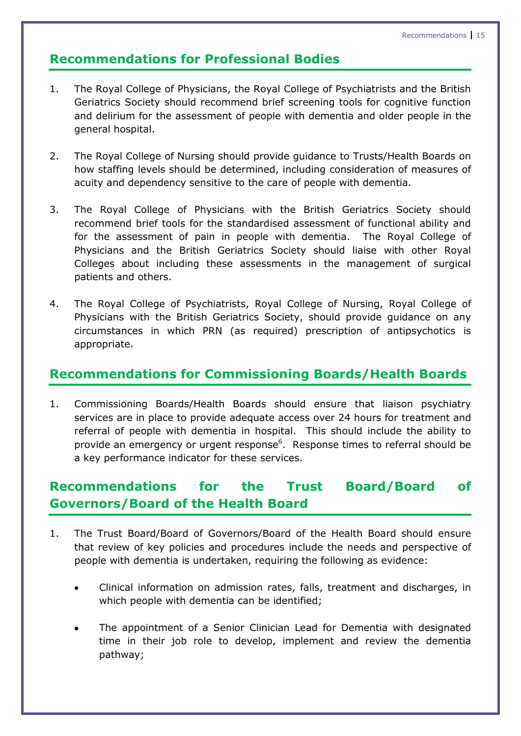## Recommendations for Professional Bodies

1. The Royal College of Physicians, the Royal College of Psychiatrists and the British Geriatrics Society should recommend brief screening tools for cognitive function and delirium for the assessment of people with dementia and older people in the general hospital.

2. The Royal College of Nursing should provide guidance to Trusts/Health Boards on how staffing levels should be determined, including consideration of measures of acuity and dependency sensitive to the care of people with dementia.

3. The Royal College of Physicians with the British Geriatrics Society should recommend brief tools for the standardised assessment of functional ability and for the assessment of pain in people with dementia. The Royal College of Physicians and the British Geriatrics Society should liaise with other Royal Colleges about including these assessments in the management of surgical patients and others.

4. The Royal College of Psychiatrists, Royal College of Nursing, Royal College of Physicians with the British Geriatrics Society, should provide guidance on any circumstances in which PRN (as required) prescription of antipsychotics is appropriate.

## Recommendations for Commissioning Boards/Health Boards

1. Commissioning Boards/Health Boards should ensure that liaison psychiatry services are in place to provide adequate access over 24 hours for treatment and referral of people with dementia in hospital. This should include the ability to provide an emergency or urgent response[6]. Response times to referral should be a key performance indicator for these services.

## Recommendations for the Trust Board/Board of Governors/Board of the Health Board

1. The Trust Board/Board of Governors/Board of the Health Board should ensure that review of key policies and procedures include the needs and perspective of people with dementia is undertaken, requiring the following as evidence:

   - Clinical information on admission rates, falls, treatment and discharges, in which people with dementia can be identified;

   - The appointment of a Senior Clinician Lead for Dementia with designated time in their job role to develop, implement and review the dementia pathway;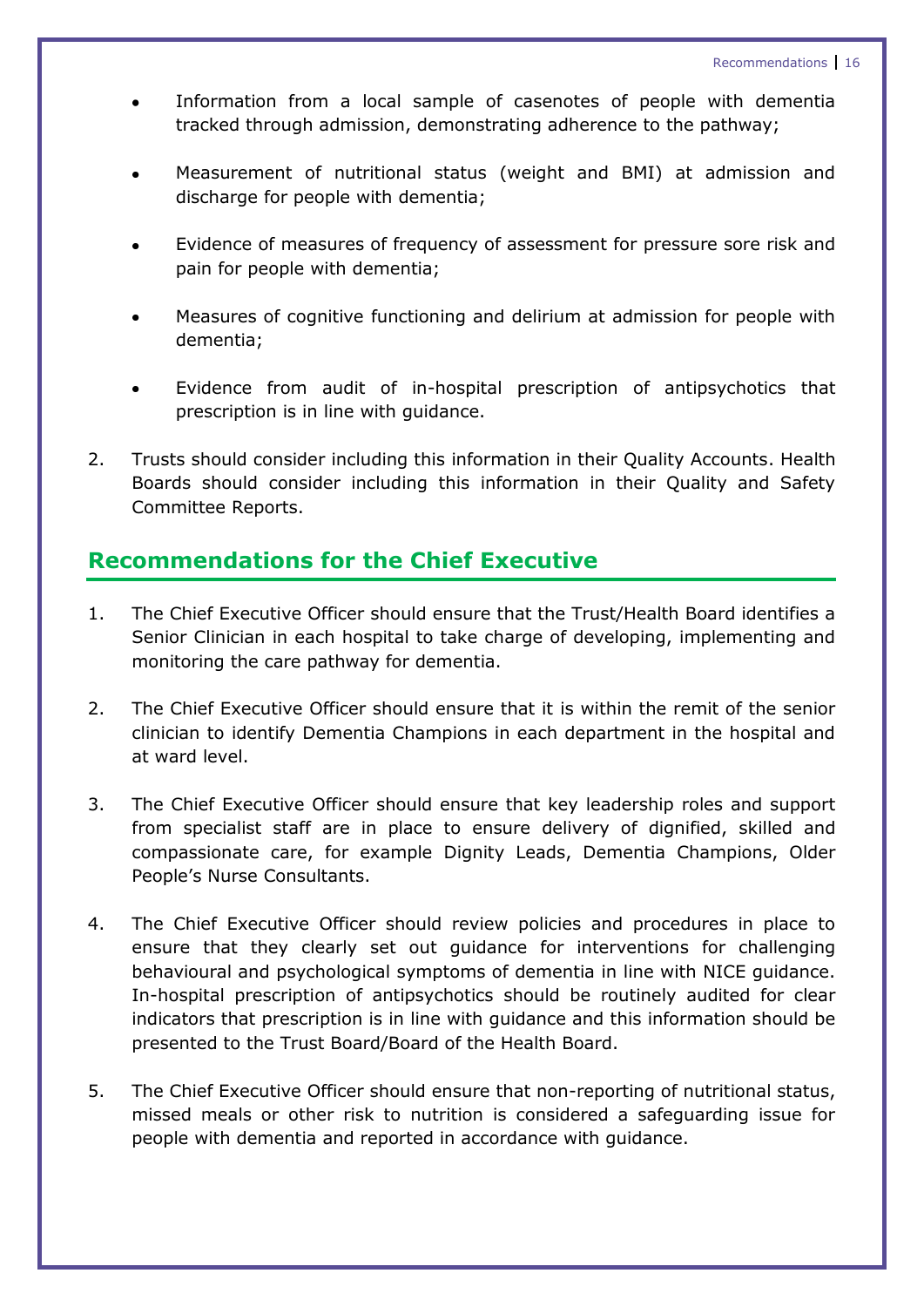- Information from a local sample of casenotes of people with dementia tracked through admission, demonstrating adherence to the pathway;

- Measurement of nutritional status (weight and BMI) at admission and discharge for people with dementia;

- Evidence of measures of frequency of assessment for pressure sore risk and pain for people with dementia;

- Measures of cognitive functioning and delirium at admission for people with dementia;

- Evidence from audit of in-hospital prescription of antipsychotics that prescription is in line with guidance.

2. Trusts should consider including this information in their Quality Accounts. Health Boards should consider including this information in their Quality and Safety Committee Reports.

## Recommendations for the Chief Executive

1. The Chief Executive Officer should ensure that the Trust/Health Board identifies a Senior Clinician in each hospital to take charge of developing, implementing and monitoring the care pathway for dementia.

2. The Chief Executive Officer should ensure that it is within the remit of the senior clinician to identify Dementia Champions in each department in the hospital and at ward level.

3. The Chief Executive Officer should ensure that key leadership roles and support from specialist staff are in place to ensure delivery of dignified, skilled and compassionate care, for example Dignity Leads, Dementia Champions, Older People's Nurse Consultants.

4. The Chief Executive Officer should review policies and procedures in place to ensure that they clearly set out guidance for interventions for challenging behavioural and psychological symptoms of dementia in line with NICE guidance. In-hospital prescription of antipsychotics should be routinely audited for clear indicators that prescription is in line with guidance and this information should be presented to the Trust Board/Board of the Health Board.

5. The Chief Executive Officer should ensure that non-reporting of nutritional status, missed meals or other risk to nutrition is considered a safeguarding issue for people with dementia and reported in accordance with guidance.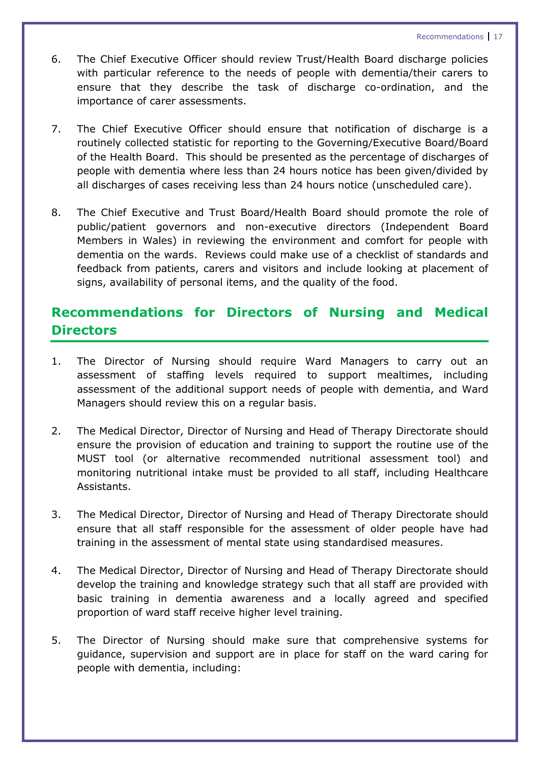6. The Chief Executive Officer should review Trust/Health Board discharge policies with particular reference to the needs of people with dementia/their carers to ensure that they describe the task of discharge co-ordination, and the importance of carer assessments.

7. The Chief Executive Officer should ensure that notification of discharge is a routinely collected statistic for reporting to the Governing/Executive Board/Board of the Health Board. This should be presented as the percentage of discharges of people with dementia where less than 24 hours notice has been given/divided by all discharges of cases receiving less than 24 hours notice (unscheduled care).

8. The Chief Executive and Trust Board/Health Board should promote the role of public/patient governors and non-executive directors (Independent Board Members in Wales) in reviewing the environment and comfort for people with dementia on the wards. Reviews could make use of a checklist of standards and feedback from patients, carers and visitors and include looking at placement of signs, availability of personal items, and the quality of the food.

## Recommendations for Directors of Nursing and Medical Directors

1. The Director of Nursing should require Ward Managers to carry out an assessment of staffing levels required to support mealtimes, including assessment of the additional support needs of people with dementia, and Ward Managers should review this on a regular basis.

2. The Medical Director, Director of Nursing and Head of Therapy Directorate should ensure the provision of education and training to support the routine use of the MUST tool (or alternative recommended nutritional assessment tool) and monitoring nutritional intake must be provided to all staff, including Healthcare Assistants.

3. The Medical Director, Director of Nursing and Head of Therapy Directorate should ensure that all staff responsible for the assessment of older people have had training in the assessment of mental state using standardised measures.

4. The Medical Director, Director of Nursing and Head of Therapy Directorate should develop the training and knowledge strategy such that all staff are provided with basic training in dementia awareness and a locally agreed and specified proportion of ward staff receive higher level training.

5. The Director of Nursing should make sure that comprehensive systems for guidance, supervision and support are in place for staff on the ward caring for people with dementia, including: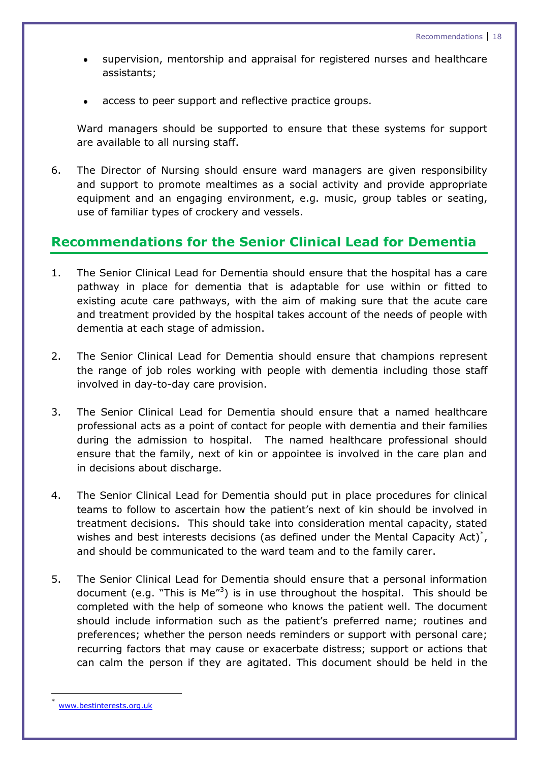- supervision, mentorship and appraisal for registered nurses and healthcare assistants;
- access to peer support and reflective practice groups.

Ward managers should be supported to ensure that these systems for support are available to all nursing staff.

6. The Director of Nursing should ensure ward managers are given responsibility and support to promote mealtimes as a social activity and provide appropriate equipment and an engaging environment, e.g. music, group tables or seating, use of familiar types of crockery and vessels.

## Recommendations for the Senior Clinical Lead for Dementia

1. The Senior Clinical Lead for Dementia should ensure that the hospital has a care pathway in place for dementia that is adaptable for use within or fitted to existing acute care pathways, with the aim of making sure that the acute care and treatment provided by the hospital takes account of the needs of people with dementia at each stage of admission.

2. The Senior Clinical Lead for Dementia should ensure that champions represent the range of job roles working with people with dementia including those staff involved in day-to-day care provision.

3. The Senior Clinical Lead for Dementia should ensure that a named healthcare professional acts as a point of contact for people with dementia and their families during the admission to hospital. The named healthcare professional should ensure that the family, next of kin or appointee is involved in the care plan and in decisions about discharge.

4. The Senior Clinical Lead for Dementia should put in place procedures for clinical teams to follow to ascertain how the patient's next of kin should be involved in treatment decisions. This should take into consideration mental capacity, stated wishes and best interests decisions (as defined under the Mental Capacity Act)[*], and should be communicated to the ward team and to the family carer.

5. The Senior Clinical Lead for Dementia should ensure that a personal information document (e.g. "This is Me"[3]) is in use throughout the hospital. This should be completed with the help of someone who knows the patient well. The document should include information such as the patient's preferred name; routines and preferences; whether the person needs reminders or support with personal care; recurring factors that may cause or exacerbate distress; support or actions that can calm the person if they are agitated. This document should be held in the

[*] www.bestinterests.org.uk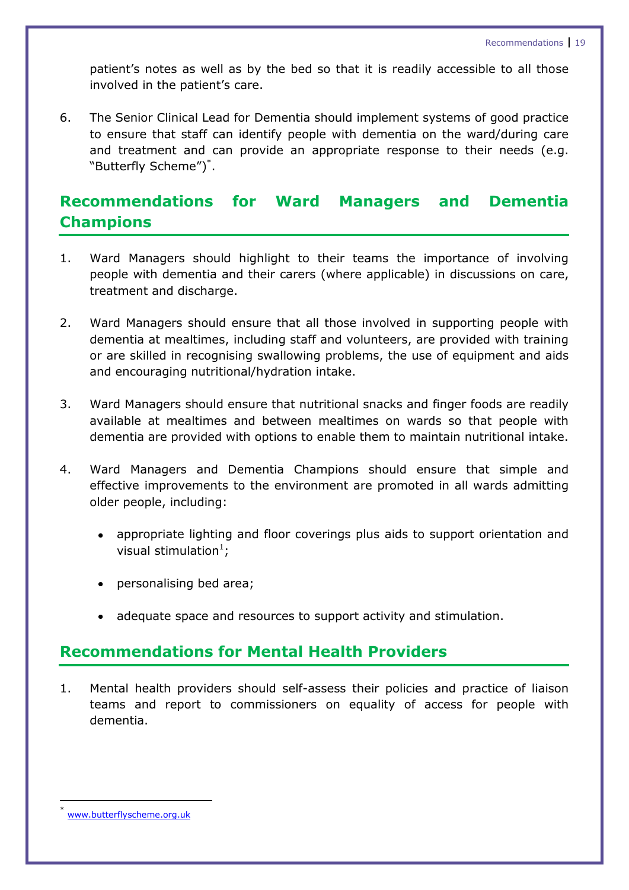patient's notes as well as by the bed so that it is readily accessible to all those involved in the patient's care.

6. The Senior Clinical Lead for Dementia should implement systems of good practice to ensure that staff can identify people with dementia on the ward/during care and treatment and can provide an appropriate response to their needs (e.g. "Butterfly Scheme")[*].

## Recommendations for Ward Managers and Dementia Champions

1. Ward Managers should highlight to their teams the importance of involving people with dementia and their carers (where applicable) in discussions on care, treatment and discharge.

2. Ward Managers should ensure that all those involved in supporting people with dementia at mealtimes, including staff and volunteers, are provided with training or are skilled in recognising swallowing problems, the use of equipment and aids and encouraging nutritional/hydration intake.

3. Ward Managers should ensure that nutritional snacks and finger foods are readily available at mealtimes and between mealtimes on wards so that people with dementia are provided with options to enable them to maintain nutritional intake.

4. Ward Managers and Dementia Champions should ensure that simple and effective improvements to the environment are promoted in all wards admitting older people, including:

   - appropriate lighting and floor coverings plus aids to support orientation and visual stimulation[1];
   - personalising bed area;
   - adequate space and resources to support activity and stimulation.

## Recommendations for Mental Health Providers

1. Mental health providers should self-assess their policies and practice of liaison teams and report to commissioners on equality of access for people with dementia.

---

[*] www.butterflyscheme.org.uk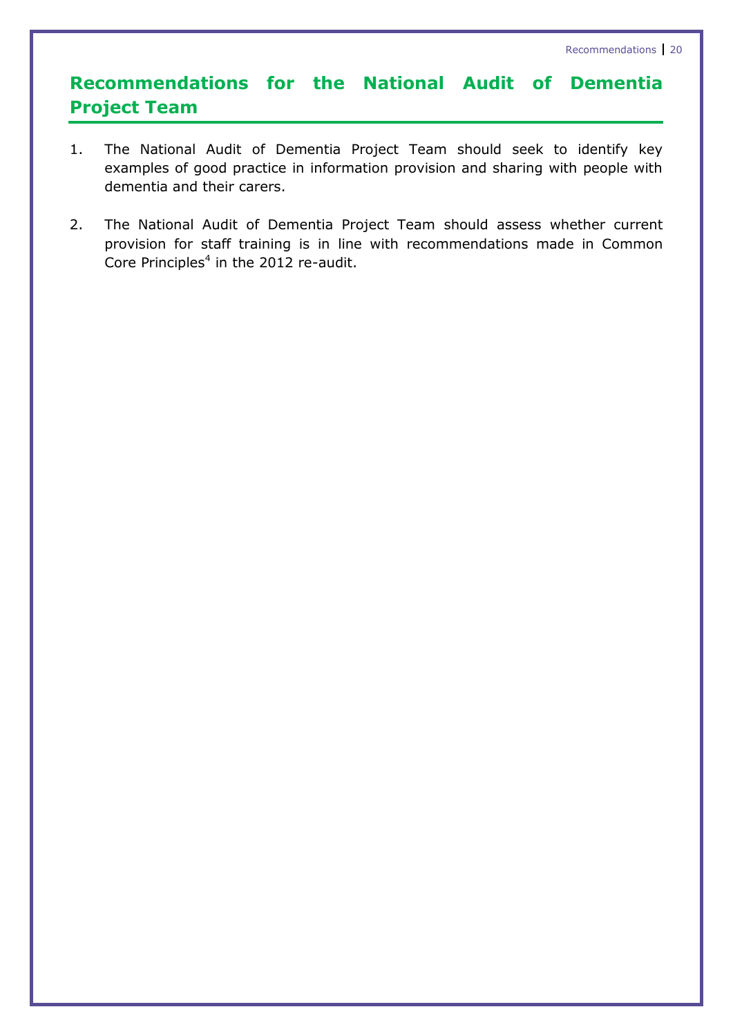## Recommendations for the National Audit of Dementia Project Team

1. The National Audit of Dementia Project Team should seek to identify key examples of good practice in information provision and sharing with people with dementia and their carers.

2. The National Audit of Dementia Project Team should assess whether current provision for staff training is in line with recommendations made in Common Core Principles[4] in the 2012 re-audit.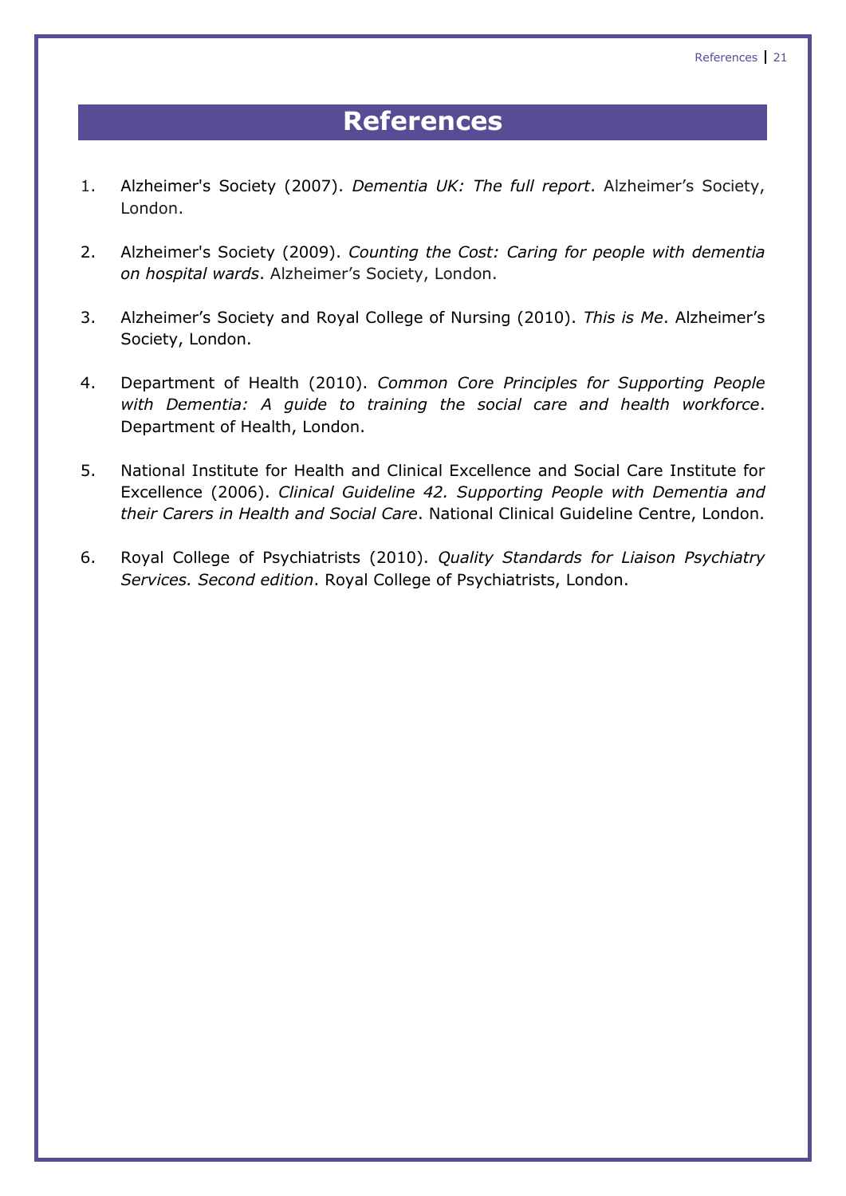# References

1. Alzheimer's Society (2007). *Dementia UK: The full report*. Alzheimer's Society, London.

2. Alzheimer's Society (2009). *Counting the Cost: Caring for people with dementia on hospital wards*. Alzheimer's Society, London.

3. Alzheimer's Society and Royal College of Nursing (2010). *This is Me*. Alzheimer's Society, London.

4. Department of Health (2010). *Common Core Principles for Supporting People with Dementia: A guide to training the social care and health workforce*. Department of Health, London.

5. National Institute for Health and Clinical Excellence and Social Care Institute for Excellence (2006). *Clinical Guideline 42. Supporting People with Dementia and their Carers in Health and Social Care*. National Clinical Guideline Centre, London.

6. Royal College of Psychiatrists (2010). *Quality Standards for Liaison Psychiatry Services. Second edition*. Royal College of Psychiatrists, London.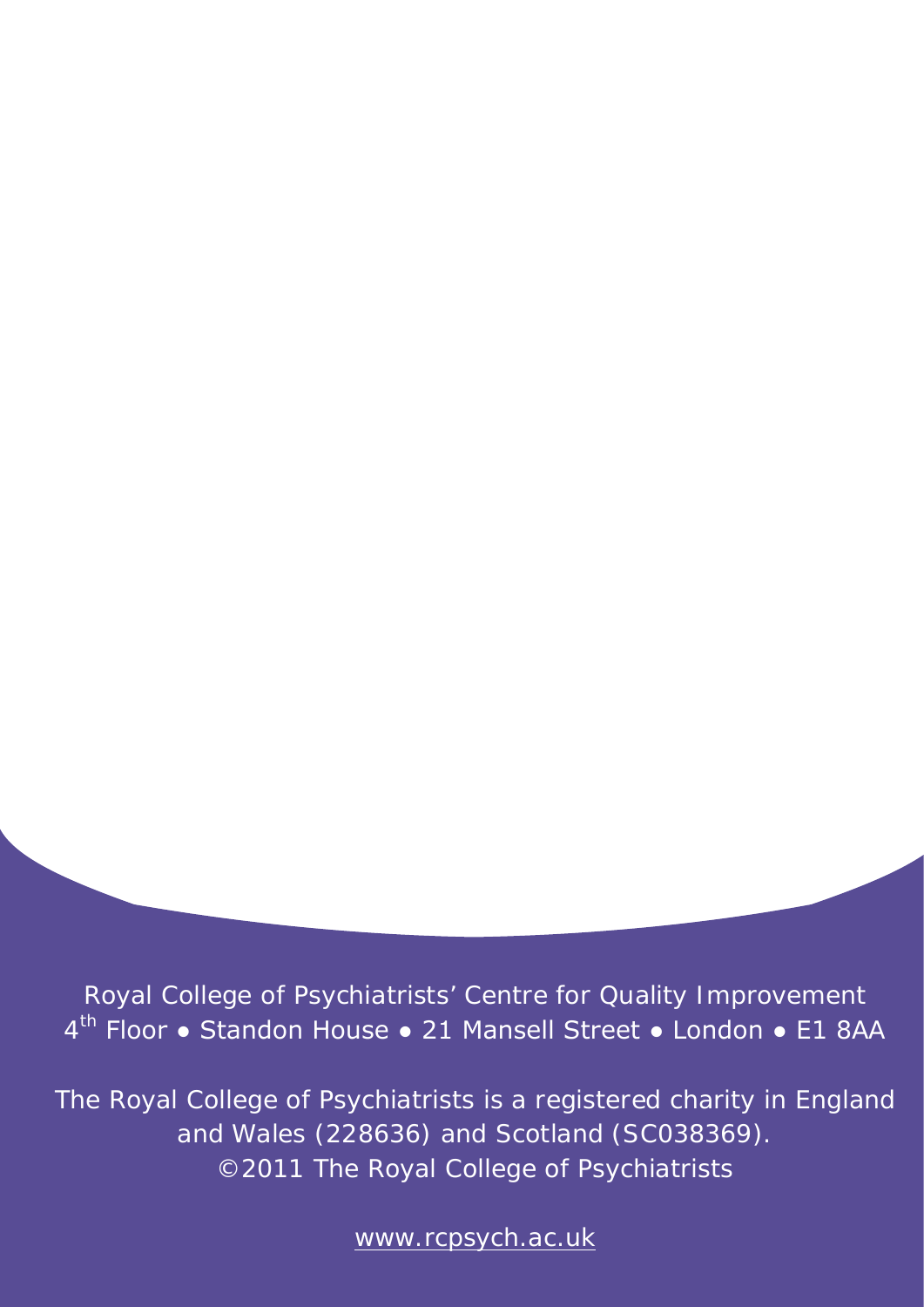Royal College of Psychiatrists' Centre for Quality Improvement

4th Floor ● Standon House ● 21 Mansell Street ● London ● E1 8AA

The Royal College of Psychiatrists is a registered charity in England and Wales (228636) and Scotland (SC038369).

©2011 The Royal College of Psychiatrists

www.rcpsych.ac.uk